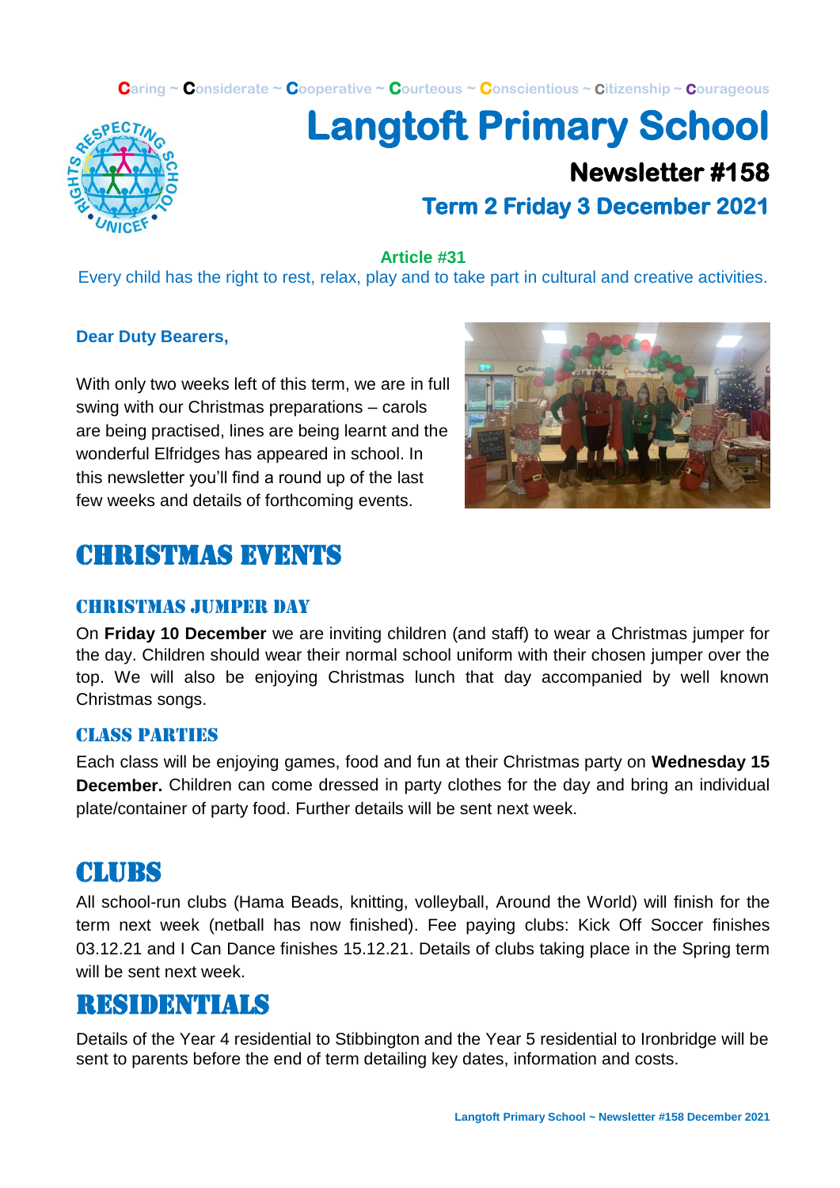Caring ~ Considerate ~ Cooperative ~ Courteous ~ Conscientious ~ Citizenship ~ Courageous

# Langtoft Primary School

## Newsletter #158

## Term 2 Friday 3 December 2021

**Article #31**

Every child has the right to rest, relax, play and to take part in cultural and creative activities.

**Dear Duty Bearers,**

With only two weeks left of this term, we are in full swing with our Christmas preparations – carols are being practised, lines are being learnt and the wonderful Elfridges has appeared in school. In this newsletter you'll find a round up of the last few weeks and details of forthcoming events.

# Christmas Events

### Christmas Jumper Day

On **Friday 10 December** we are inviting children (and staff) to wear a Christmas jumper for the day. Children should wear their normal school uniform with their chosen jumper over the top. We will also be enjoying Christmas lunch that day accompanied by well known Christmas songs.

### Class Parties

Each class will be enjoying games, food and fun at their Christmas party on **Wednesday 15 December.** Children can come dressed in party clothes for the day and bring an individual plate/container of party food. Further details will be sent next week.

# Clubs

All school-run clubs (Hama Beads, knitting, volleyball, Around the World) will finish for the term next week (netball has now finished). Fee paying clubs: Kick Off Soccer finishes 03.12.21 and I Can Dance finishes 15.12.21. Details of clubs taking place in the Spring term will be sent next week.

# Residentials

Details of the Year 4 residential to Stibbington and the Year 5 residential to Ironbridge will be sent to parents before the end of term detailing key dates, information and costs.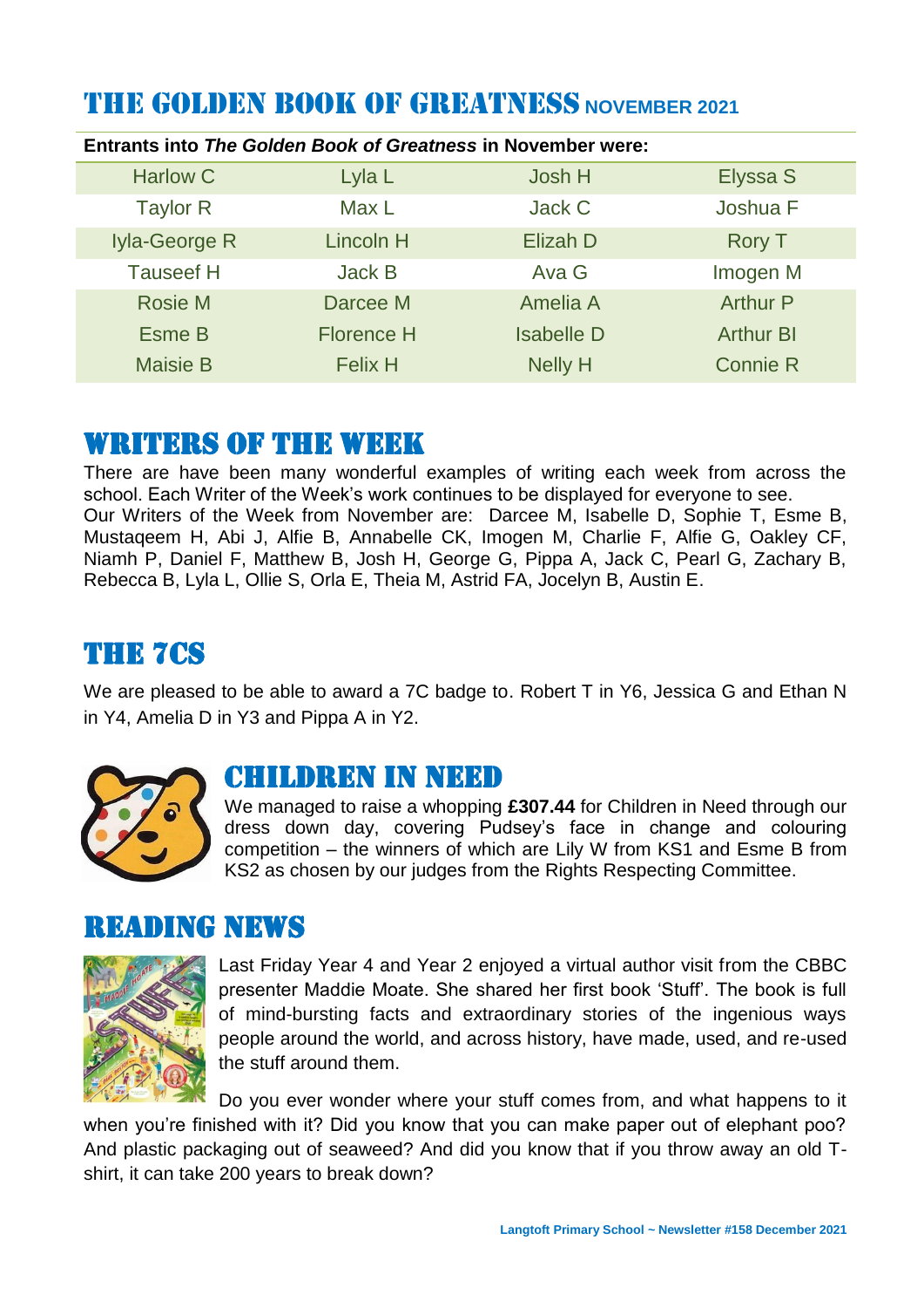# THE GOLDEN BOOK OF GREATNESS NOVEMBER 2021

**Entrants into *The Golden Book of Greatness* in November were:**

| | | | |
|---|---|---|---|
| Harlow C | Lyla L | Josh H | Elyssa S |
| Taylor R | Max L | Jack C | Joshua F |
| Iyla-George R | Lincoln H | Elizah D | Rory T |
| Tauseef H | Jack B | Ava G | Imogen M |
| Rosie M | Darcee M | Amelia A | Arthur P |
| Esme B | Florence H | Isabelle D | Arthur Bl |
| Maisie B | Felix H | Nelly H | Connie R |

## WRITERS OF THE WEEK

There are have been many wonderful examples of writing each week from across the school. Each Writer of the Week's work continues to be displayed for everyone to see.
Our Writers of the Week from November are: Darcee M, Isabelle D, Sophie T, Esme B, Mustaqeem H, Abi J, Alfie B, Annabelle CK, Imogen M, Charlie F, Alfie G, Oakley CF, Niamh P, Daniel F, Matthew B, Josh H, George G, Pippa A, Jack C, Pearl G, Zachary B, Rebecca B, Lyla L, Ollie S, Orla E, Theia M, Astrid FA, Jocelyn B, Austin E.

## THE 7CS

We are pleased to be able to award a 7C badge to. Robert T in Y6, Jessica G and Ethan N in Y4, Amelia D in Y3 and Pippa A in Y2.

## CHILDREN IN NEED

We managed to raise a whopping **£307.44** for Children in Need through our dress down day, covering Pudsey's face in change and colouring competition – the winners of which are Lily W from KS1 and Esme B from KS2 as chosen by our judges from the Rights Respecting Committee.

## READING NEWS

Last Friday Year 4 and Year 2 enjoyed a virtual author visit from the CBBC presenter Maddie Moate. She shared her first book 'Stuff'. The book is full of mind-bursting facts and extraordinary stories of the ingenious ways people around the world, and across history, have made, used, and re-used the stuff around them.

Do you ever wonder where your stuff comes from, and what happens to it when you're finished with it? Did you know that you can make paper out of elephant poo? And plastic packaging out of seaweed? And did you know that if you throw away an old T-shirt, it can take 200 years to break down?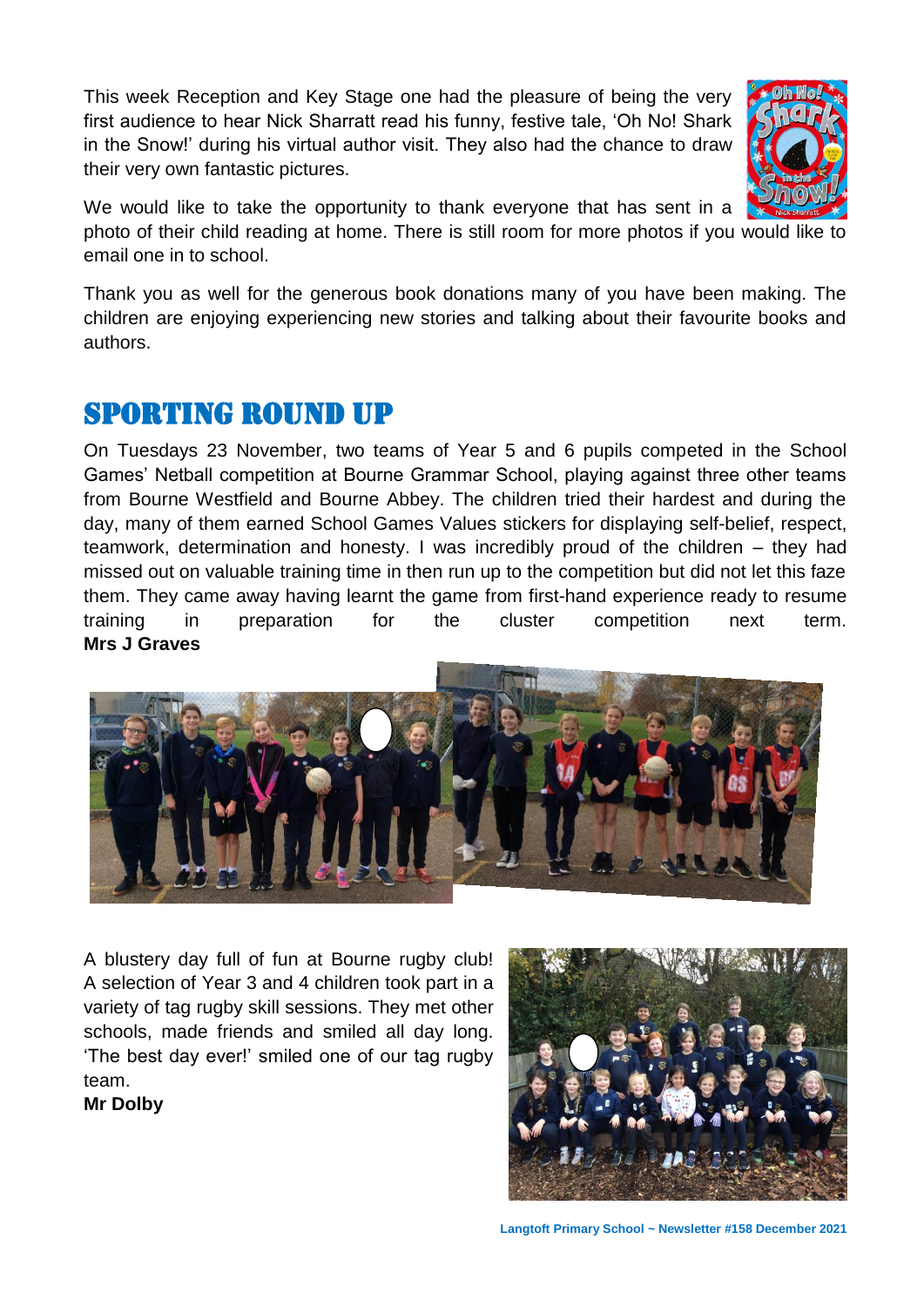This week Reception and Key Stage one had the pleasure of being the very first audience to hear Nick Sharratt read his funny, festive tale, 'Oh No! Shark in the Snow!' during his virtual author visit. They also had the chance to draw their very own fantastic pictures.

We would like to take the opportunity to thank everyone that has sent in a photo of their child reading at home. There is still room for more photos if you would like to email one in to school.

Thank you as well for the generous book donations many of you have been making. The children are enjoying experiencing new stories and talking about their favourite books and authors.

## SPORTING ROUND UP

On Tuesdays 23 November, two teams of Year 5 and 6 pupils competed in the School Games' Netball competition at Bourne Grammar School, playing against three other teams from Bourne Westfield and Bourne Abbey. The children tried their hardest and during the day, many of them earned School Games Values stickers for displaying self-belief, respect, teamwork, determination and honesty. I was incredibly proud of the children – they had missed out on valuable training time in then run up to the competition but did not let this faze them. They came away having learnt the game from first-hand experience ready to resume training in preparation for the cluster competition next term.
**Mrs J Graves**

A blustery day full of fun at Bourne rugby club! A selection of Year 3 and 4 children took part in a variety of tag rugby skill sessions. They met other schools, made friends and smiled all day long. 'The best day ever!' smiled one of our tag rugby team.
**Mr Dolby**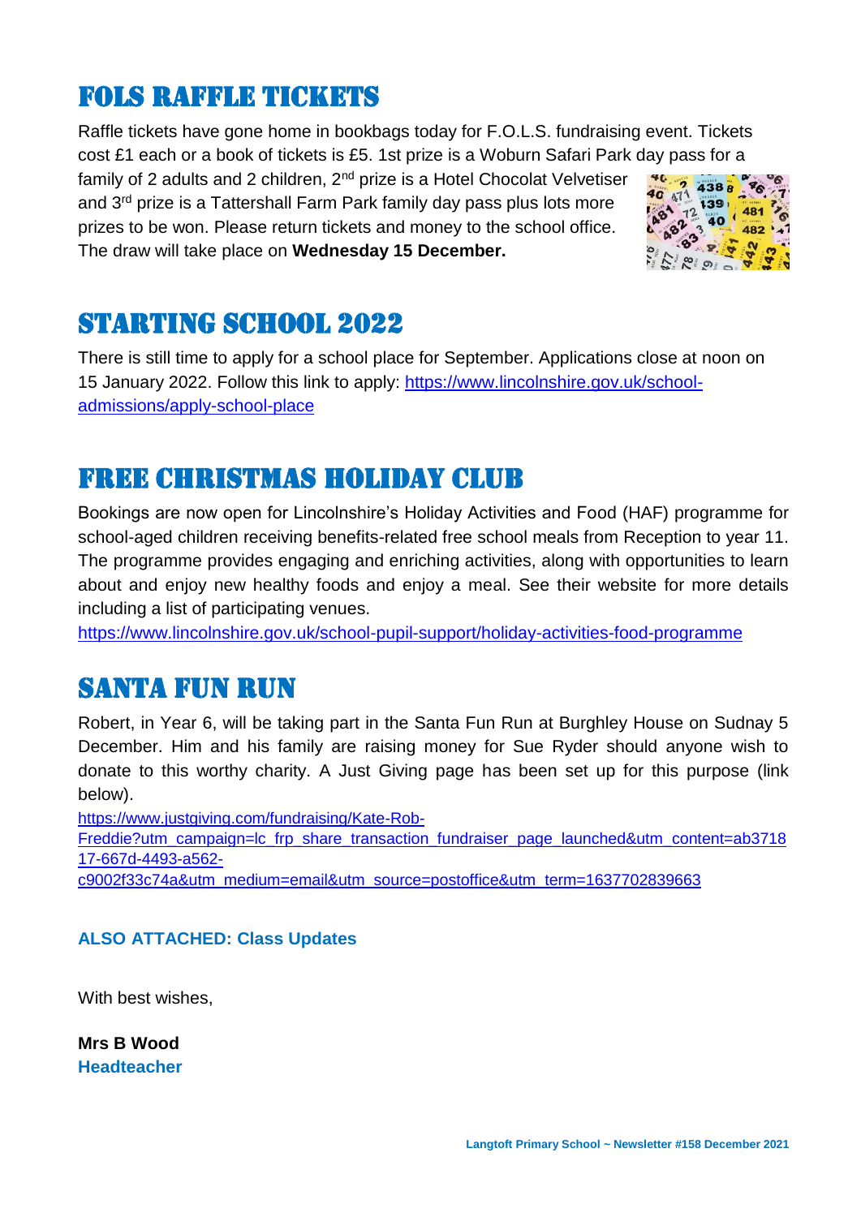## FOLS RAFFLE TICKETS

Raffle tickets have gone home in bookbags today for F.O.L.S. fundraising event. Tickets cost £1 each or a book of tickets is £5. 1st prize is a Woburn Safari Park day pass for a family of 2 adults and 2 children, 2nd prize is a Hotel Chocolat Velvetiser and 3rd prize is a Tattershall Farm Park family day pass plus lots more prizes to be won. Please return tickets and money to the school office. The draw will take place on **Wednesday 15 December.**

## STARTING SCHOOL 2022

There is still time to apply for a school place for September. Applications close at noon on 15 January 2022. Follow this link to apply: https://www.lincolnshire.gov.uk/school-admissions/apply-school-place

## FREE CHRISTMAS HOLIDAY CLUB

Bookings are now open for Lincolnshire's Holiday Activities and Food (HAF) programme for school-aged children receiving benefits-related free school meals from Reception to year 11. The programme provides engaging and enriching activities, along with opportunities to learn about and enjoy new healthy foods and enjoy a meal. See their website for more details including a list of participating venues.

https://www.lincolnshire.gov.uk/school-pupil-support/holiday-activities-food-programme

## SANTA FUN RUN

Robert, in Year 6, will be taking part in the Santa Fun Run at Burghley House on Sudnay 5 December. Him and his family are raising money for Sue Ryder should anyone wish to donate to this worthy charity. A Just Giving page has been set up for this purpose (link below).

https://www.justgiving.com/fundraising/Kate-Rob-Freddie?utm_campaign=lc_frp_share_transaction_fundraiser_page_launched&utm_content=ab371817-667d-4493-a562-c9002f33c74a&utm_medium=email&utm_source=postoffice&utm_term=1637702839663

**ALSO ATTACHED: Class Updates**

With best wishes,

**Mrs B Wood**
**Headteacher**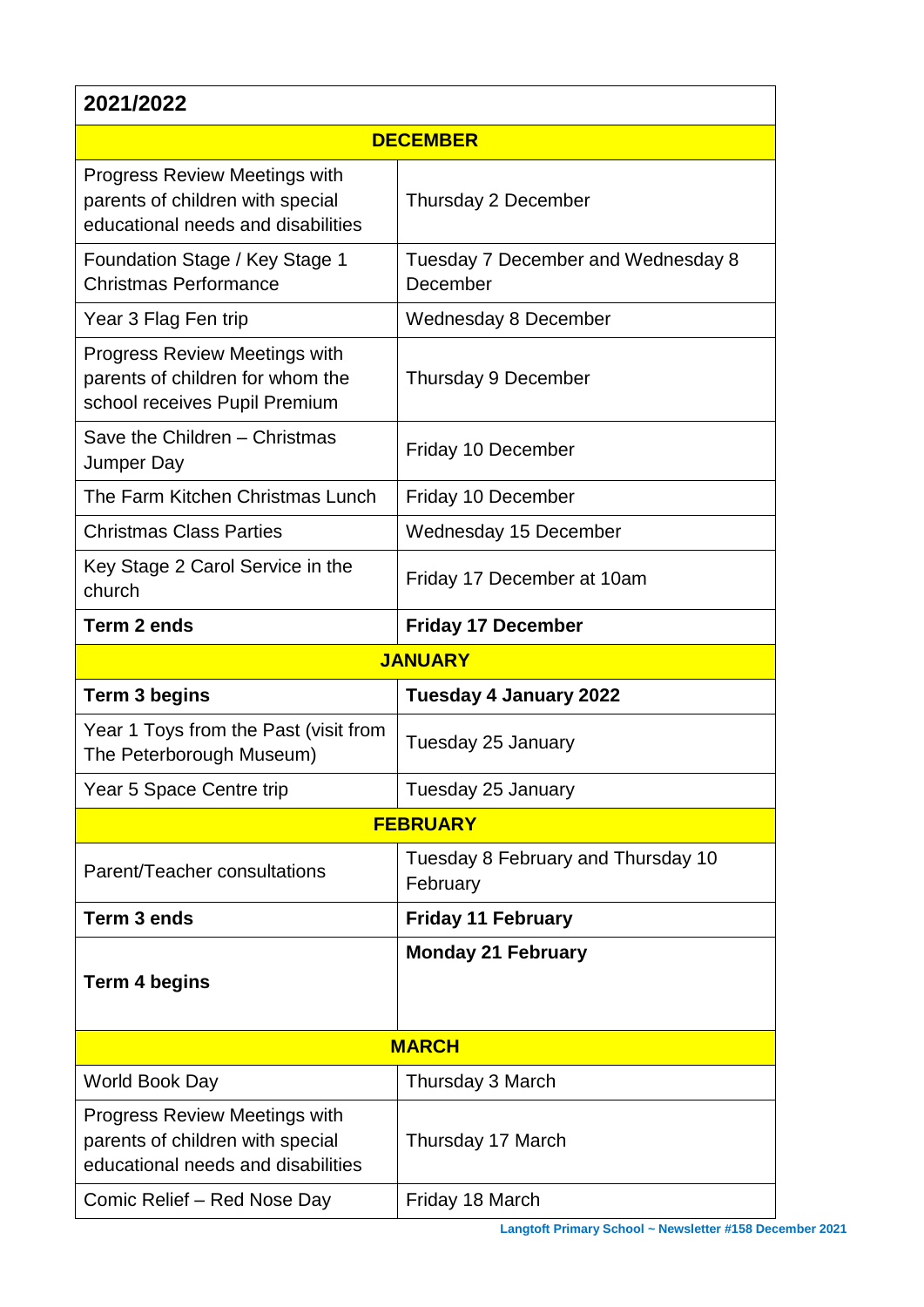| 2021/2022 | |
|---|---|
| **DECEMBER** | |
| Progress Review Meetings with parents of children with special educational needs and disabilities | Thursday 2 December |
| Foundation Stage / Key Stage 1 Christmas Performance | Tuesday 7 December and Wednesday 8 December |
| Year 3 Flag Fen trip | Wednesday 8 December |
| Progress Review Meetings with parents of children for whom the school receives Pupil Premium | Thursday 9 December |
| Save the Children – Christmas Jumper Day | Friday 10 December |
| The Farm Kitchen Christmas Lunch | Friday 10 December |
| Christmas Class Parties | Wednesday 15 December |
| Key Stage 2 Carol Service in the church | Friday 17 December at 10am |
| **Term 2 ends** | **Friday 17 December** |
| **JANUARY** | |
| **Term 3 begins** | **Tuesday 4 January 2022** |
| Year 1 Toys from the Past (visit from The Peterborough Museum) | Tuesday 25 January |
| Year 5 Space Centre trip | Tuesday 25 January |
| **FEBRUARY** | |
| Parent/Teacher consultations | Tuesday 8 February and Thursday 10 February |
| **Term 3 ends** | **Friday 11 February** |
| **Term 4 begins** | **Monday 21 February** |
| **MARCH** | |
| World Book Day | Thursday 3 March |
| Progress Review Meetings with parents of children with special educational needs and disabilities | Thursday 17 March |
| Comic Relief – Red Nose Day | Friday 18 March |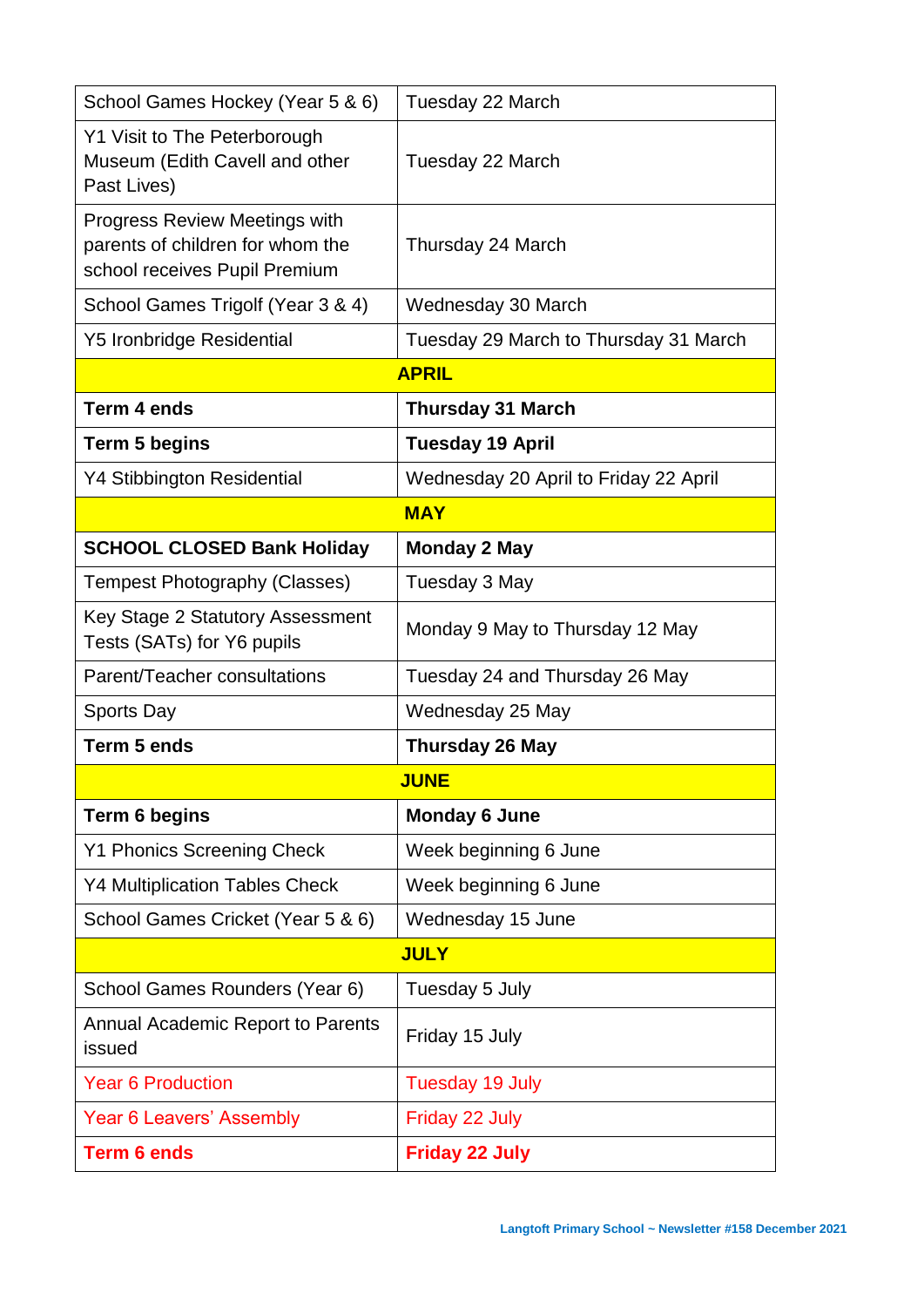| School Games Hockey (Year 5 & 6) | Tuesday 22 March |
|---|---|
| Y1 Visit to The Peterborough Museum (Edith Cavell and other Past Lives) | Tuesday 22 March |
| Progress Review Meetings with parents of children for whom the school receives Pupil Premium | Thursday 24 March |
| School Games Trigolf (Year 3 & 4) | Wednesday 30 March |
| Y5 Ironbridge Residential | Tuesday 29 March to Thursday 31 March |
| **APRIL** | |
| **Term 4 ends** | **Thursday 31 March** |
| **Term 5 begins** | **Tuesday 19 April** |
| Y4 Stibbington Residential | Wednesday 20 April to Friday 22 April |
| **MAY** | |
| **SCHOOL CLOSED Bank Holiday** | **Monday 2 May** |
| Tempest Photography (Classes) | Tuesday 3 May |
| Key Stage 2 Statutory Assessment Tests (SATs) for Y6 pupils | Monday 9 May to Thursday 12 May |
| Parent/Teacher consultations | Tuesday 24 and Thursday 26 May |
| Sports Day | Wednesday 25 May |
| **Term 5 ends** | **Thursday 26 May** |
| **JUNE** | |
| **Term 6 begins** | **Monday 6 June** |
| Y1 Phonics Screening Check | Week beginning 6 June |
| Y4 Multiplication Tables Check | Week beginning 6 June |
| School Games Cricket (Year 5 & 6) | Wednesday 15 June |
| **JULY** | |
| School Games Rounders (Year 6) | Tuesday 5 July |
| Annual Academic Report to Parents issued | Friday 15 July |
| Year 6 Production | Tuesday 19 July |
| Year 6 Leavers' Assembly | Friday 22 July |
| **Term 6 ends** | **Friday 22 July** |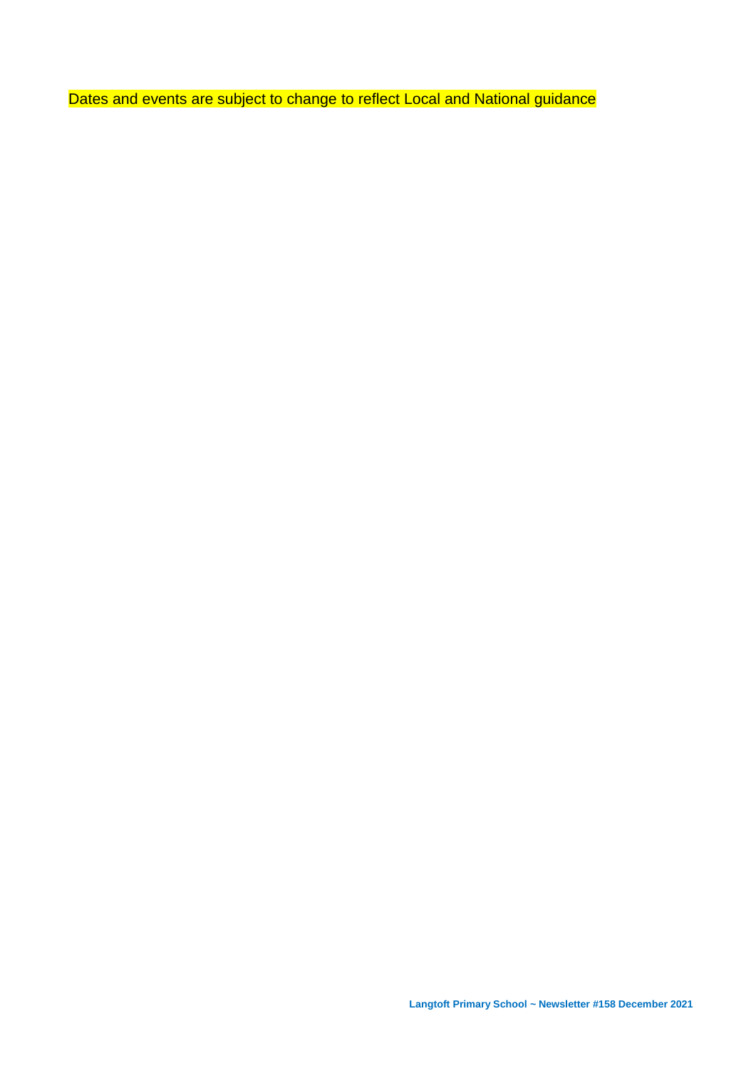Dates and events are subject to change to reflect Local and National guidance